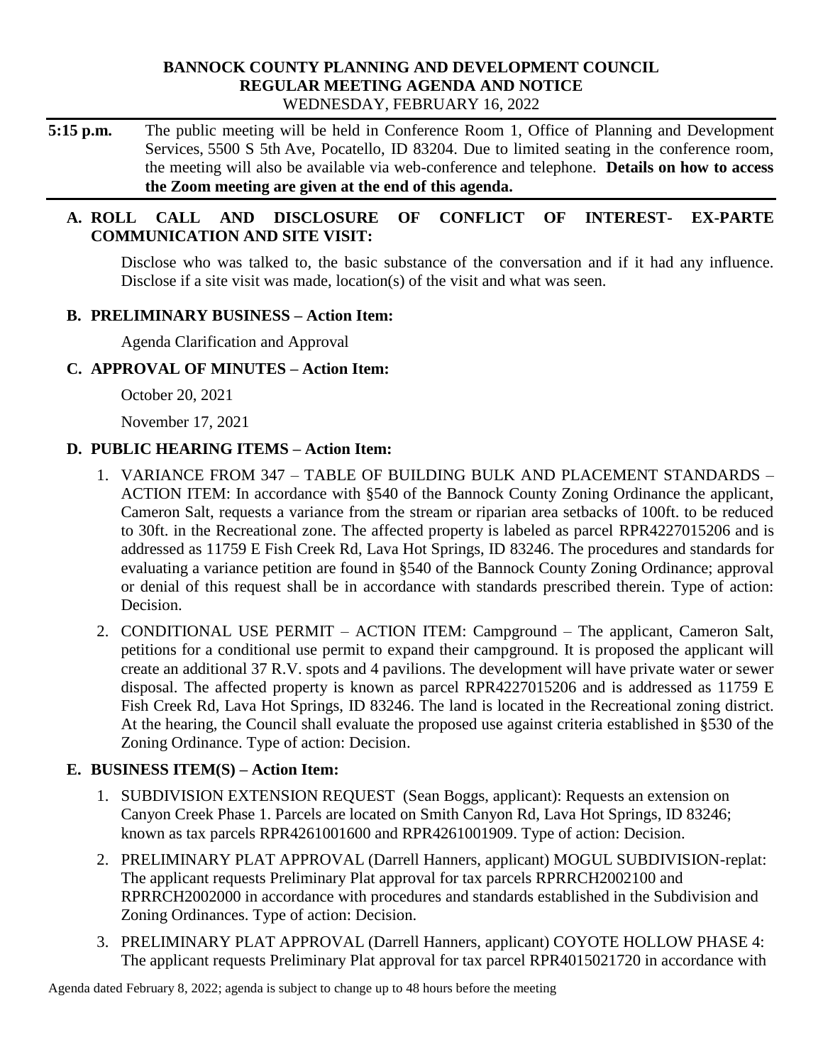# BANNOCK COUNTY PLANNING AND DEVELOPMENT COUNCIL
## REGULAR MEETING AGENDA AND NOTICE
WEDNESDAY, FEBRUARY 16, 2022

**5:15 p.m.** The public meeting will be held in Conference Room 1, Office of Planning and Development Services, 5500 S 5th Ave, Pocatello, ID 83204. Due to limited seating in the conference room, the meeting will also be available via web-conference and telephone. **Details on how to access the Zoom meeting are given at the end of this agenda.**

### A. ROLL CALL AND DISCLOSURE OF CONFLICT OF INTEREST- EX-PARTE COMMUNICATION AND SITE VISIT:

Disclose who was talked to, the basic substance of the conversation and if it had any influence. Disclose if a site visit was made, location(s) of the visit and what was seen.

### B. PRELIMINARY BUSINESS – Action Item:

Agenda Clarification and Approval

### C. APPROVAL OF MINUTES – Action Item:

October 20, 2021

November 17, 2021

### D. PUBLIC HEARING ITEMS – Action Item:

1. VARIANCE FROM 347 – TABLE OF BUILDING BULK AND PLACEMENT STANDARDS – ACTION ITEM: In accordance with §540 of the Bannock County Zoning Ordinance the applicant, Cameron Salt, requests a variance from the stream or riparian area setbacks of 100ft. to be reduced to 30ft. in the Recreational zone. The affected property is labeled as parcel RPR4227015206 and is addressed as 11759 E Fish Creek Rd, Lava Hot Springs, ID 83246. The procedures and standards for evaluating a variance petition are found in §540 of the Bannock County Zoning Ordinance; approval or denial of this request shall be in accordance with standards prescribed therein. Type of action: Decision.
2. CONDITIONAL USE PERMIT – ACTION ITEM: Campground – The applicant, Cameron Salt, petitions for a conditional use permit to expand their campground. It is proposed the applicant will create an additional 37 R.V. spots and 4 pavilions. The development will have private water or sewer disposal. The affected property is known as parcel RPR4227015206 and is addressed as 11759 E Fish Creek Rd, Lava Hot Springs, ID 83246. The land is located in the Recreational zoning district. At the hearing, the Council shall evaluate the proposed use against criteria established in §530 of the Zoning Ordinance. Type of action: Decision.

### E. BUSINESS ITEM(S) – Action Item:

1. SUBDIVISION EXTENSION REQUEST (Sean Boggs, applicant): Requests an extension on Canyon Creek Phase 1. Parcels are located on Smith Canyon Rd, Lava Hot Springs, ID 83246; known as tax parcels RPR4261001600 and RPR4261001909. Type of action: Decision.
2. PRELIMINARY PLAT APPROVAL (Darrell Hanners, applicant) MOGUL SUBDIVISION-replat: The applicant requests Preliminary Plat approval for tax parcels RPRRCH2002100 and RPRRCH2002000 in accordance with procedures and standards established in the Subdivision and Zoning Ordinances. Type of action: Decision.
3. PRELIMINARY PLAT APPROVAL (Darrell Hanners, applicant) COYOTE HOLLOW PHASE 4: The applicant requests Preliminary Plat approval for tax parcel RPR4015021720 in accordance with

Agenda dated February 8, 2022; agenda is subject to change up to 48 hours before the meeting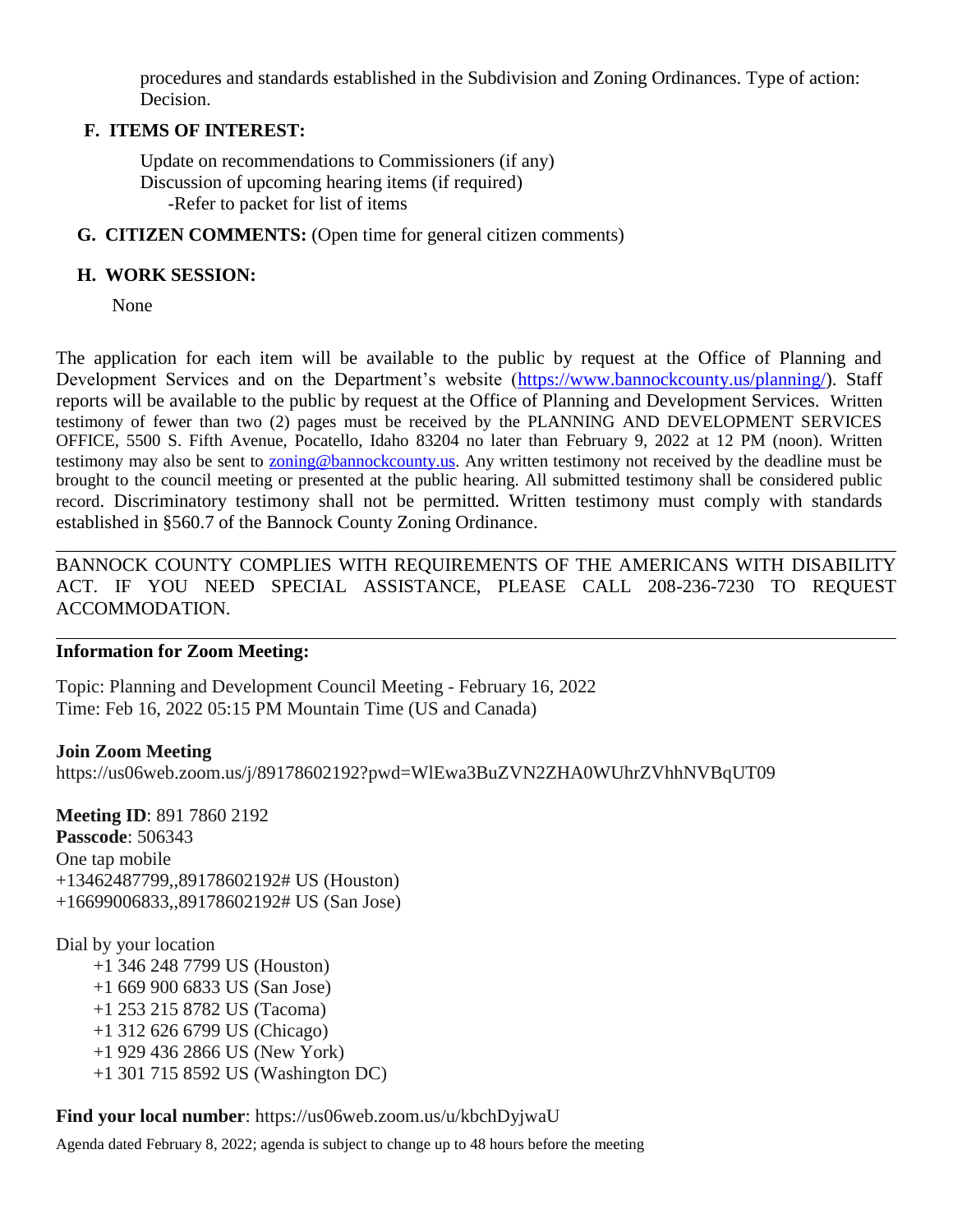procedures and standards established in the Subdivision and Zoning Ordinances. Type of action: Decision.

**F. ITEMS OF INTEREST:**

Update on recommendations to Commissioners (if any)
Discussion of upcoming hearing items (if required)
-Refer to packet for list of items

**G. CITIZEN COMMENTS:** (Open time for general citizen comments)

**H. WORK SESSION:**

None

The application for each item will be available to the public by request at the Office of Planning and Development Services and on the Department's website (https://www.bannockcounty.us/planning/). Staff reports will be available to the public by request at the Office of Planning and Development Services. Written testimony of fewer than two (2) pages must be received by the PLANNING AND DEVELOPMENT SERVICES OFFICE, 5500 S. Fifth Avenue, Pocatello, Idaho 83204 no later than February 9, 2022 at 12 PM (noon). Written testimony may also be sent to zoning@bannockcounty.us. Any written testimony not received by the deadline must be brought to the council meeting or presented at the public hearing. All submitted testimony shall be considered public record. Discriminatory testimony shall not be permitted. Written testimony must comply with standards established in §560.7 of the Bannock County Zoning Ordinance.

---

BANNOCK COUNTY COMPLIES WITH REQUIREMENTS OF THE AMERICANS WITH DISABILITY ACT. IF YOU NEED SPECIAL ASSISTANCE, PLEASE CALL 208-236-7230 TO REQUEST ACCOMMODATION.

---

**Information for Zoom Meeting:**

Topic: Planning and Development Council Meeting - February 16, 2022
Time: Feb 16, 2022 05:15 PM Mountain Time (US and Canada)

**Join Zoom Meeting**
https://us06web.zoom.us/j/89178602192?pwd=WlEwa3BuZVN2ZHA0WUhrZVhhNVBqUT09

**Meeting ID**: 891 7860 2192
**Passcode**: 506343
One tap mobile
+13462487799,,89178602192# US (Houston)
+16699006833,,89178602192# US (San Jose)

Dial by your location
+1 346 248 7799 US (Houston)
+1 669 900 6833 US (San Jose)
+1 253 215 8782 US (Tacoma)
+1 312 626 6799 US (Chicago)
+1 929 436 2866 US (New York)
+1 301 715 8592 US (Washington DC)

**Find your local number**: https://us06web.zoom.us/u/kbchDyjwaU

Agenda dated February 8, 2022; agenda is subject to change up to 48 hours before the meeting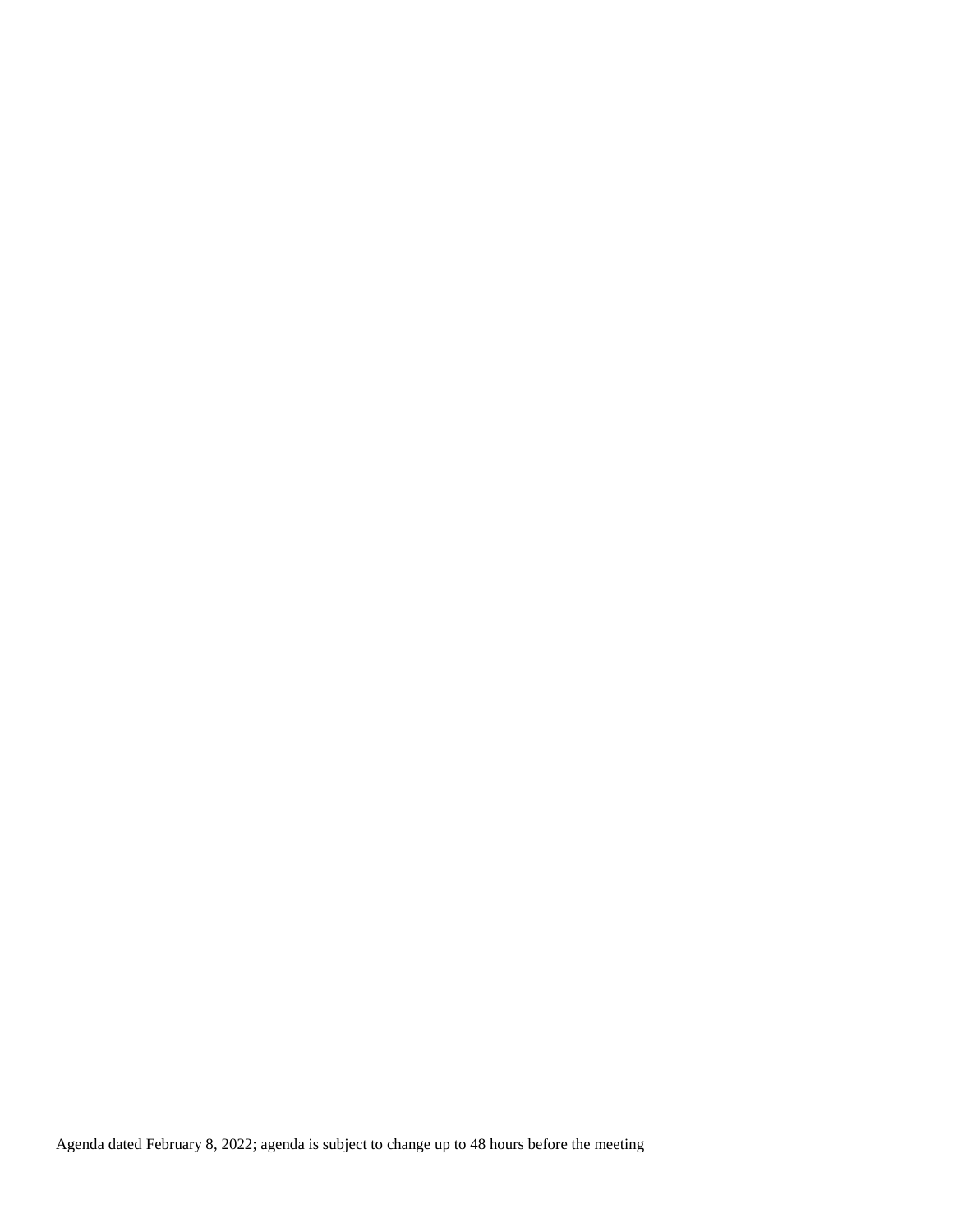Agenda dated February 8, 2022; agenda is subject to change up to 48 hours before the meeting